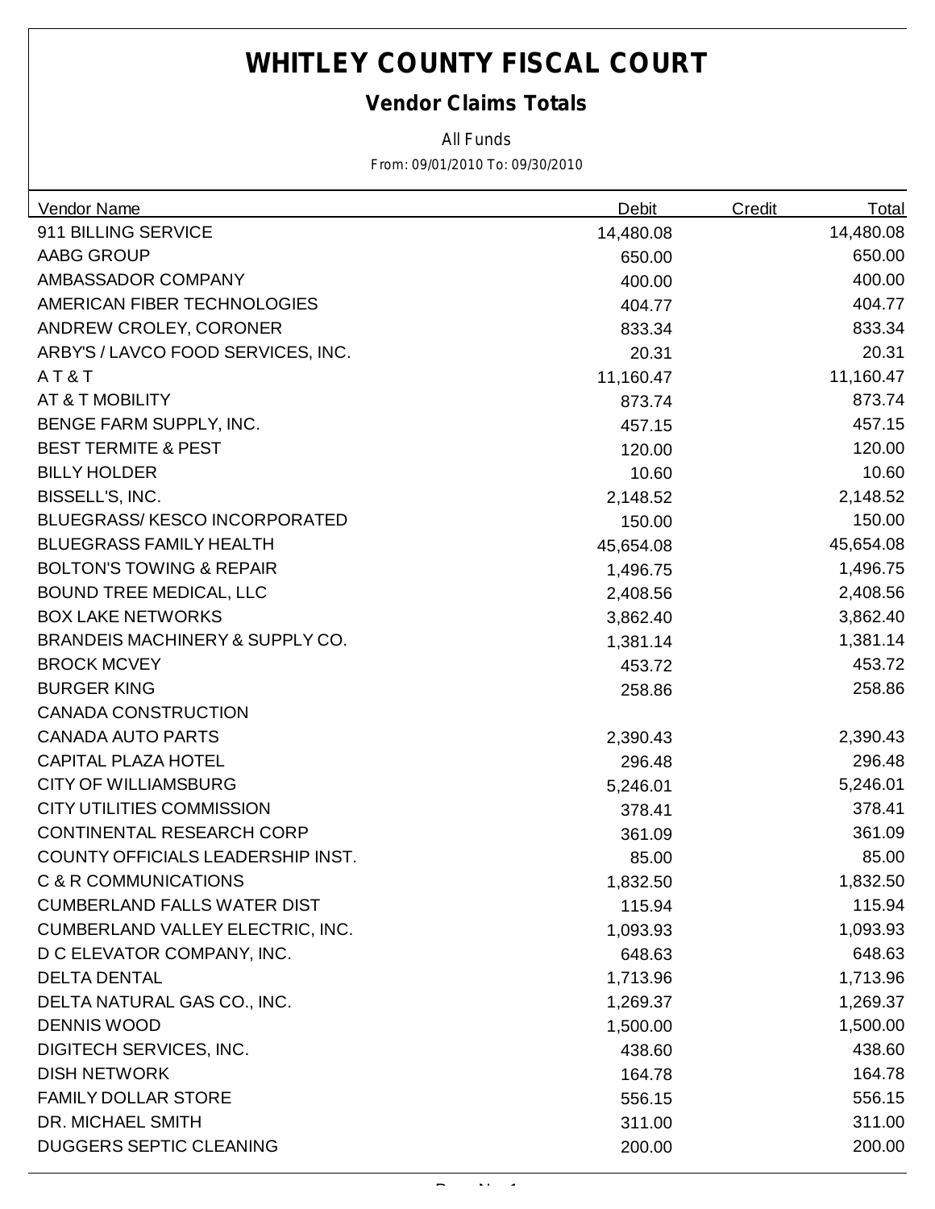# WHITLEY COUNTY FISCAL COURT

## Vendor Claims Totals

All Funds

From: 09/01/2010 To: 09/30/2010

| Vendor Name | Debit | Credit | Total |
|---|---|---|---|
| 911 BILLING SERVICE | 14,480.08 | | 14,480.08 |
| AABG GROUP | 650.00 | | 650.00 |
| AMBASSADOR COMPANY | 400.00 | | 400.00 |
| AMERICAN FIBER TECHNOLOGIES | 404.77 | | 404.77 |
| ANDREW CROLEY, CORONER | 833.34 | | 833.34 |
| ARBY'S / LAVCO FOOD SERVICES, INC. | 20.31 | | 20.31 |
| A T & T | 11,160.47 | | 11,160.47 |
| AT & T MOBILITY | 873.74 | | 873.74 |
| BENGE FARM SUPPLY, INC. | 457.15 | | 457.15 |
| BEST TERMITE & PEST | 120.00 | | 120.00 |
| BILLY HOLDER | 10.60 | | 10.60 |
| BISSELL'S, INC. | 2,148.52 | | 2,148.52 |
| BLUEGRASS/ KESCO INCORPORATED | 150.00 | | 150.00 |
| BLUEGRASS FAMILY HEALTH | 45,654.08 | | 45,654.08 |
| BOLTON'S TOWING & REPAIR | 1,496.75 | | 1,496.75 |
| BOUND TREE MEDICAL, LLC | 2,408.56 | | 2,408.56 |
| BOX LAKE NETWORKS | 3,862.40 | | 3,862.40 |
| BRANDEIS MACHINERY & SUPPLY CO. | 1,381.14 | | 1,381.14 |
| BROCK MCVEY | 453.72 | | 453.72 |
| BURGER KING | 258.86 | | 258.86 |
| CANADA CONSTRUCTION | | | |
| CANADA AUTO PARTS | 2,390.43 | | 2,390.43 |
| CAPITAL PLAZA HOTEL | 296.48 | | 296.48 |
| CITY OF WILLIAMSBURG | 5,246.01 | | 5,246.01 |
| CITY UTILITIES COMMISSION | 378.41 | | 378.41 |
| CONTINENTAL RESEARCH CORP | 361.09 | | 361.09 |
| COUNTY OFFICIALS LEADERSHIP INST. | 85.00 | | 85.00 |
| C & R COMMUNICATIONS | 1,832.50 | | 1,832.50 |
| CUMBERLAND FALLS WATER DIST | 115.94 | | 115.94 |
| CUMBERLAND VALLEY ELECTRIC, INC. | 1,093.93 | | 1,093.93 |
| D C ELEVATOR COMPANY, INC. | 648.63 | | 648.63 |
| DELTA DENTAL | 1,713.96 | | 1,713.96 |
| DELTA NATURAL GAS CO., INC. | 1,269.37 | | 1,269.37 |
| DENNIS WOOD | 1,500.00 | | 1,500.00 |
| DIGITECH SERVICES, INC. | 438.60 | | 438.60 |
| DISH NETWORK | 164.78 | | 164.78 |
| FAMILY DOLLAR STORE | 556.15 | | 556.15 |
| DR. MICHAEL SMITH | 311.00 | | 311.00 |
| DUGGERS SEPTIC CLEANING | 200.00 | | 200.00 |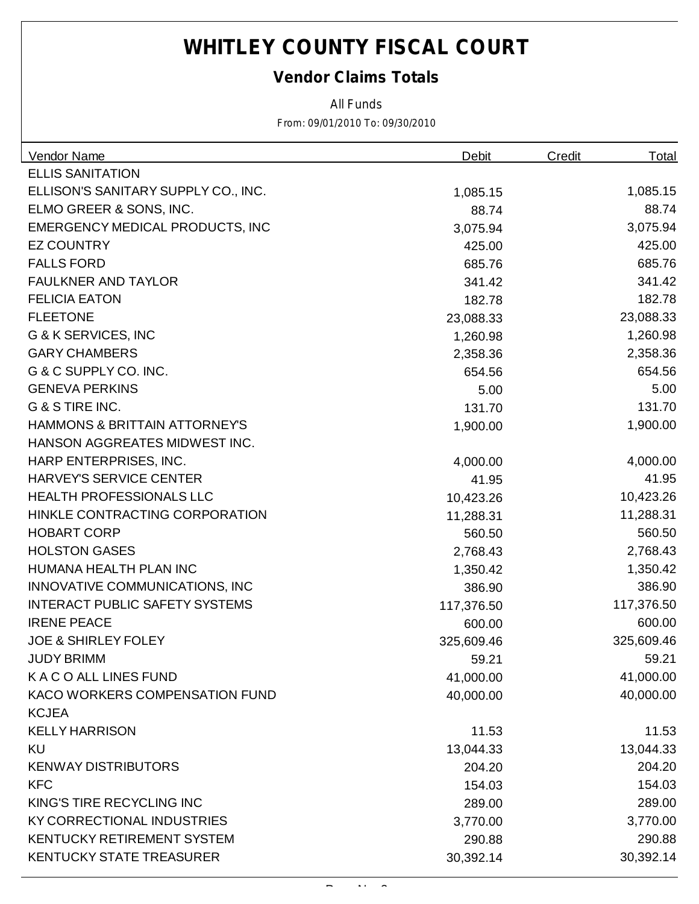# WHITLEY COUNTY FISCAL COURT

## Vendor Claims Totals

All Funds

From: 09/01/2010 To: 09/30/2010

| Vendor Name | Debit | Credit | Total |
|---|---|---|---|
| ELLIS SANITATION | | | |
| ELLISON'S SANITARY SUPPLY CO., INC. | 1,085.15 | | 1,085.15 |
| ELMO GREER & SONS, INC. | 88.74 | | 88.74 |
| EMERGENCY MEDICAL PRODUCTS, INC | 3,075.94 | | 3,075.94 |
| EZ COUNTRY | 425.00 | | 425.00 |
| FALLS FORD | 685.76 | | 685.76 |
| FAULKNER AND TAYLOR | 341.42 | | 341.42 |
| FELICIA EATON | 182.78 | | 182.78 |
| FLEETONE | 23,088.33 | | 23,088.33 |
| G & K SERVICES, INC | 1,260.98 | | 1,260.98 |
| GARY CHAMBERS | 2,358.36 | | 2,358.36 |
| G & C SUPPLY CO. INC. | 654.56 | | 654.56 |
| GENEVA PERKINS | 5.00 | | 5.00 |
| G & S TIRE INC. | 131.70 | | 131.70 |
| HAMMONS & BRITTAIN ATTORNEY'S | 1,900.00 | | 1,900.00 |
| HANSON AGGREATES MIDWEST INC. | | | |
| HARP ENTERPRISES, INC. | 4,000.00 | | 4,000.00 |
| HARVEY'S SERVICE CENTER | 41.95 | | 41.95 |
| HEALTH PROFESSIONALS LLC | 10,423.26 | | 10,423.26 |
| HINKLE CONTRACTING CORPORATION | 11,288.31 | | 11,288.31 |
| HOBART CORP | 560.50 | | 560.50 |
| HOLSTON GASES | 2,768.43 | | 2,768.43 |
| HUMANA HEALTH PLAN INC | 1,350.42 | | 1,350.42 |
| INNOVATIVE COMMUNICATIONS, INC | 386.90 | | 386.90 |
| INTERACT PUBLIC SAFETY SYSTEMS | 117,376.50 | | 117,376.50 |
| IRENE PEACE | 600.00 | | 600.00 |
| JOE & SHIRLEY FOLEY | 325,609.46 | | 325,609.46 |
| JUDY BRIMM | 59.21 | | 59.21 |
| K A C O ALL LINES FUND | 41,000.00 | | 41,000.00 |
| KACO WORKERS COMPENSATION FUND | 40,000.00 | | 40,000.00 |
| KCJEA | | | |
| KELLY HARRISON | 11.53 | | 11.53 |
| KU | 13,044.33 | | 13,044.33 |
| KENWAY DISTRIBUTORS | 204.20 | | 204.20 |
| KFC | 154.03 | | 154.03 |
| KING'S TIRE RECYCLING INC | 289.00 | | 289.00 |
| KY CORRECTIONAL INDUSTRIES | 3,770.00 | | 3,770.00 |
| KENTUCKY RETIREMENT SYSTEM | 290.88 | | 290.88 |
| KENTUCKY STATE TREASURER | 30,392.14 | | 30,392.14 |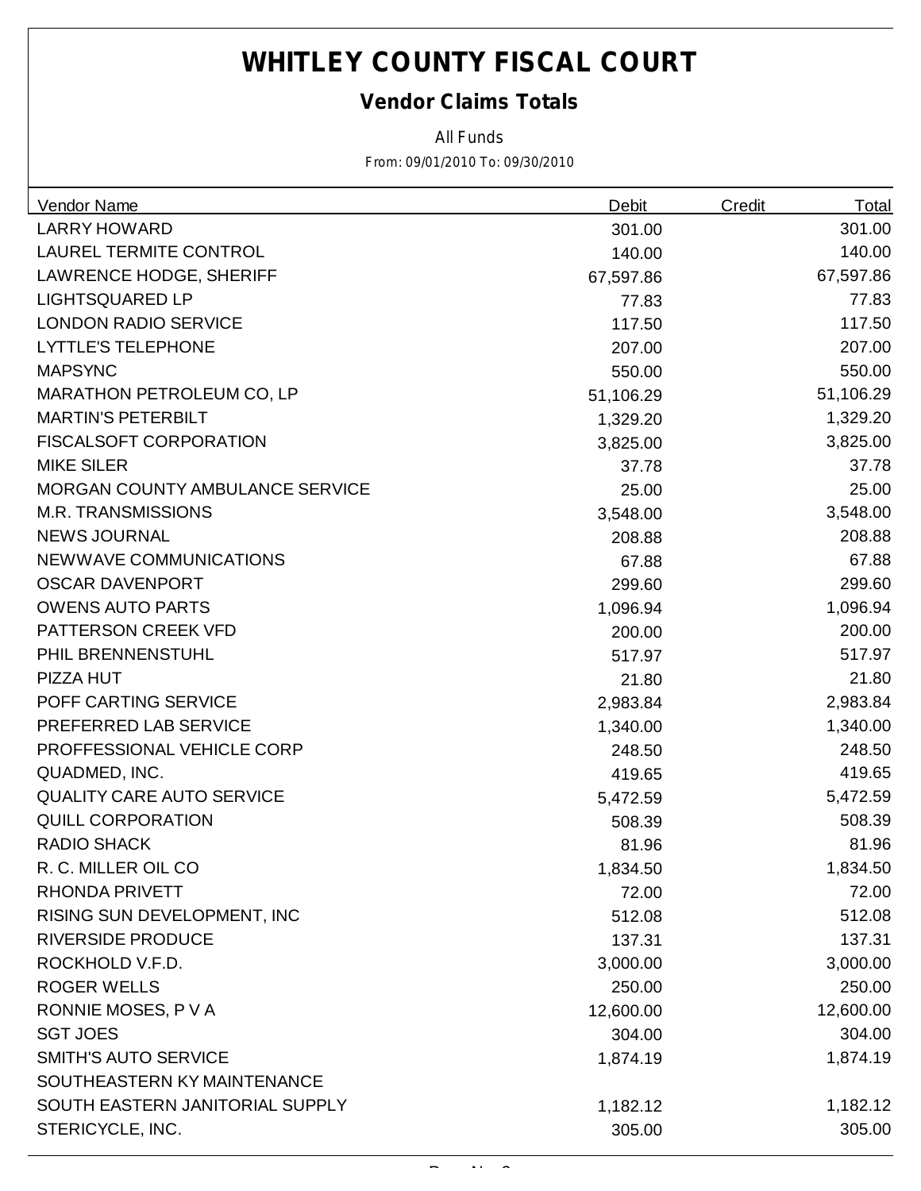# WHITLEY COUNTY FISCAL COURT

## Vendor Claims Totals

All Funds

From: 09/01/2010 To: 09/30/2010

| Vendor Name | Debit | Credit | Total |
|---|---|---|---|
| LARRY HOWARD | 301.00 | | 301.00 |
| LAUREL TERMITE CONTROL | 140.00 | | 140.00 |
| LAWRENCE HODGE, SHERIFF | 67,597.86 | | 67,597.86 |
| LIGHTSQUARED LP | 77.83 | | 77.83 |
| LONDON RADIO SERVICE | 117.50 | | 117.50 |
| LYTTLE'S TELEPHONE | 207.00 | | 207.00 |
| MAPSYNC | 550.00 | | 550.00 |
| MARATHON PETROLEUM CO, LP | 51,106.29 | | 51,106.29 |
| MARTIN'S PETERBILT | 1,329.20 | | 1,329.20 |
| FISCALSOFT CORPORATION | 3,825.00 | | 3,825.00 |
| MIKE SILER | 37.78 | | 37.78 |
| MORGAN COUNTY AMBULANCE SERVICE | 25.00 | | 25.00 |
| M.R. TRANSMISSIONS | 3,548.00 | | 3,548.00 |
| NEWS JOURNAL | 208.88 | | 208.88 |
| NEWWAVE COMMUNICATIONS | 67.88 | | 67.88 |
| OSCAR DAVENPORT | 299.60 | | 299.60 |
| OWENS AUTO PARTS | 1,096.94 | | 1,096.94 |
| PATTERSON CREEK VFD | 200.00 | | 200.00 |
| PHIL BRENNENSTUHL | 517.97 | | 517.97 |
| PIZZA HUT | 21.80 | | 21.80 |
| POFF CARTING SERVICE | 2,983.84 | | 2,983.84 |
| PREFERRED LAB SERVICE | 1,340.00 | | 1,340.00 |
| PROFFESSIONAL VEHICLE CORP | 248.50 | | 248.50 |
| QUADMED, INC. | 419.65 | | 419.65 |
| QUALITY CARE AUTO SERVICE | 5,472.59 | | 5,472.59 |
| QUILL CORPORATION | 508.39 | | 508.39 |
| RADIO SHACK | 81.96 | | 81.96 |
| R. C. MILLER OIL CO | 1,834.50 | | 1,834.50 |
| RHONDA PRIVETT | 72.00 | | 72.00 |
| RISING SUN DEVELOPMENT, INC | 512.08 | | 512.08 |
| RIVERSIDE PRODUCE | 137.31 | | 137.31 |
| ROCKHOLD V.F.D. | 3,000.00 | | 3,000.00 |
| ROGER WELLS | 250.00 | | 250.00 |
| RONNIE MOSES, P V A | 12,600.00 | | 12,600.00 |
| SGT JOES | 304.00 | | 304.00 |
| SMITH'S AUTO SERVICE | 1,874.19 | | 1,874.19 |
| SOUTHEASTERN KY MAINTENANCE | | | |
| SOUTH EASTERN JANITORIAL SUPPLY | 1,182.12 | | 1,182.12 |
| STERICYCLE, INC. | 305.00 | | 305.00 |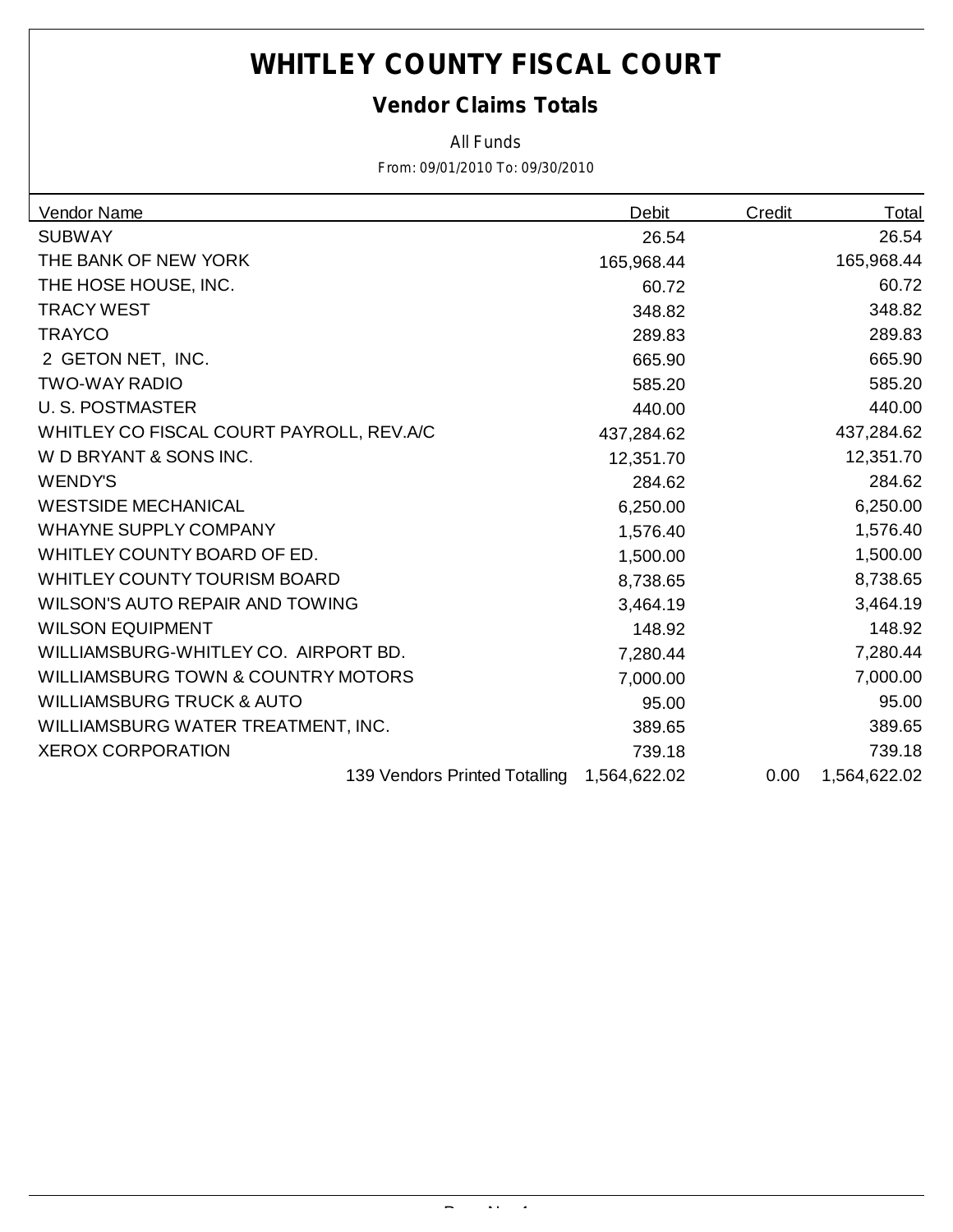# WHITLEY COUNTY FISCAL COURT

## Vendor Claims Totals

All Funds

From: 09/01/2010 To: 09/30/2010

| Vendor Name | Debit | Credit | Total |
|---|---|---|---|
| SUBWAY | 26.54 | | 26.54 |
| THE BANK OF NEW YORK | 165,968.44 | | 165,968.44 |
| THE HOSE HOUSE, INC. | 60.72 | | 60.72 |
| TRACY WEST | 348.82 | | 348.82 |
| TRAYCO | 289.83 | | 289.83 |
| 2 GETON NET, INC. | 665.90 | | 665.90 |
| TWO-WAY RADIO | 585.20 | | 585.20 |
| U. S. POSTMASTER | 440.00 | | 440.00 |
| WHITLEY CO FISCAL COURT PAYROLL, REV.A/C | 437,284.62 | | 437,284.62 |
| W D BRYANT & SONS INC. | 12,351.70 | | 12,351.70 |
| WENDY'S | 284.62 | | 284.62 |
| WESTSIDE MECHANICAL | 6,250.00 | | 6,250.00 |
| WHAYNE SUPPLY COMPANY | 1,576.40 | | 1,576.40 |
| WHITLEY COUNTY BOARD OF ED. | 1,500.00 | | 1,500.00 |
| WHITLEY COUNTY TOURISM BOARD | 8,738.65 | | 8,738.65 |
| WILSON'S AUTO REPAIR AND TOWING | 3,464.19 | | 3,464.19 |
| WILSON EQUIPMENT | 148.92 | | 148.92 |
| WILLIAMSBURG-WHITLEY CO. AIRPORT BD. | 7,280.44 | | 7,280.44 |
| WILLIAMSBURG TOWN & COUNTRY MOTORS | 7,000.00 | | 7,000.00 |
| WILLIAMSBURG TRUCK & AUTO | 95.00 | | 95.00 |
| WILLIAMSBURG WATER TREATMENT, INC. | 389.65 | | 389.65 |
| XEROX CORPORATION | 739.18 | | 739.18 |
| 139 Vendors Printed Totalling | 1,564,622.02 | 0.00 | 1,564,622.02 |